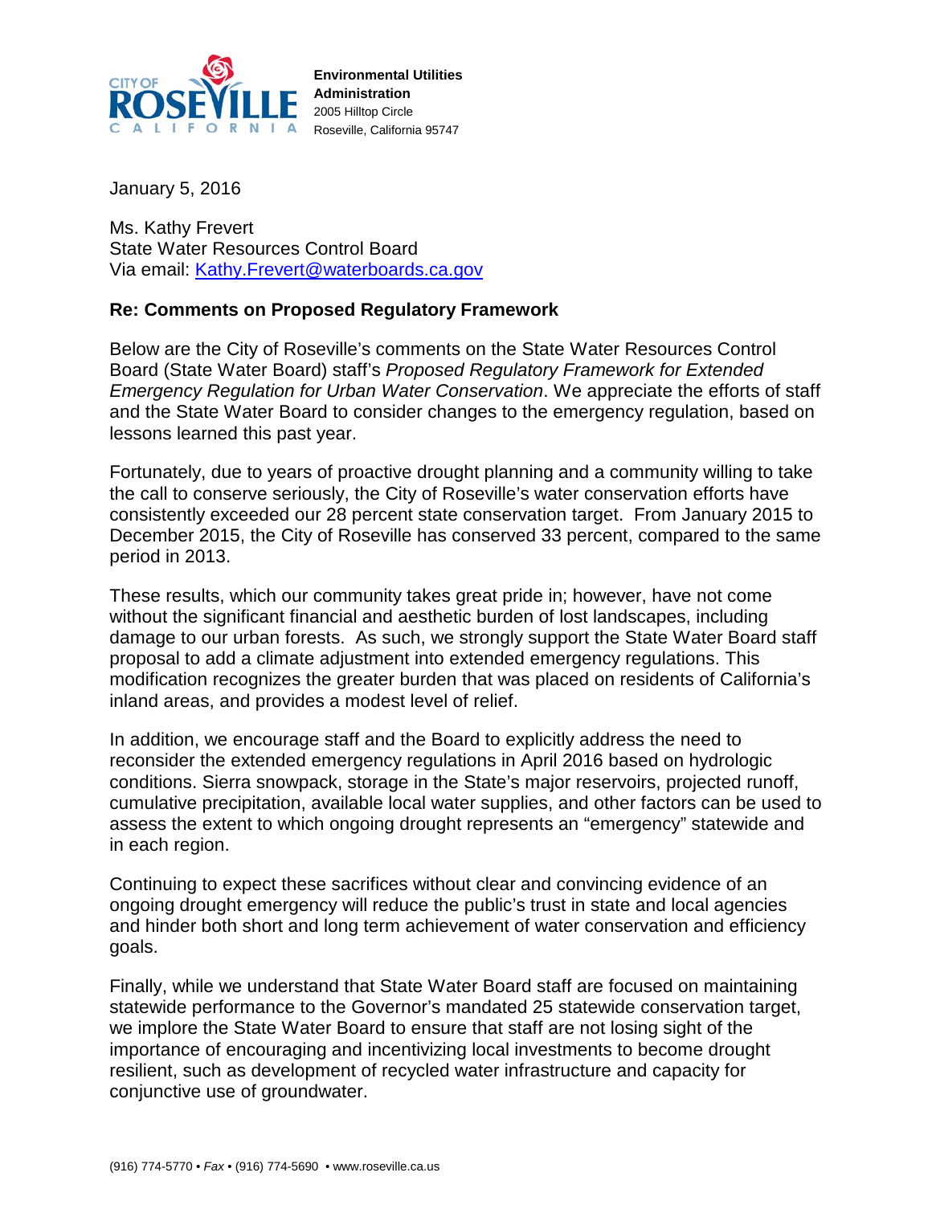CITY OF ROSEVILLE CALIFORNIA

**Environmental Utilities Administration**
2005 Hilltop Circle
Roseville, California 95747

January 5, 2016

Ms. Kathy Frevert
State Water Resources Control Board
Via email: Kathy.Frevert@waterboards.ca.gov

**Re: Comments on Proposed Regulatory Framework**

Below are the City of Roseville's comments on the State Water Resources Control Board (State Water Board) staff's *Proposed Regulatory Framework for Extended Emergency Regulation for Urban Water Conservation*. We appreciate the efforts of staff and the State Water Board to consider changes to the emergency regulation, based on lessons learned this past year.

Fortunately, due to years of proactive drought planning and a community willing to take the call to conserve seriously, the City of Roseville's water conservation efforts have consistently exceeded our 28 percent state conservation target. From January 2015 to December 2015, the City of Roseville has conserved 33 percent, compared to the same period in 2013.

These results, which our community takes great pride in; however, have not come without the significant financial and aesthetic burden of lost landscapes, including damage to our urban forests. As such, we strongly support the State Water Board staff proposal to add a climate adjustment into extended emergency regulations. This modification recognizes the greater burden that was placed on residents of California's inland areas, and provides a modest level of relief.

In addition, we encourage staff and the Board to explicitly address the need to reconsider the extended emergency regulations in April 2016 based on hydrologic conditions. Sierra snowpack, storage in the State's major reservoirs, projected runoff, cumulative precipitation, available local water supplies, and other factors can be used to assess the extent to which ongoing drought represents an "emergency" statewide and in each region.

Continuing to expect these sacrifices without clear and convincing evidence of an ongoing drought emergency will reduce the public's trust in state and local agencies and hinder both short and long term achievement of water conservation and efficiency goals.

Finally, while we understand that State Water Board staff are focused on maintaining statewide performance to the Governor's mandated 25 statewide conservation target, we implore the State Water Board to ensure that staff are not losing sight of the importance of encouraging and incentivizing local investments to become drought resilient, such as development of recycled water infrastructure and capacity for conjunctive use of groundwater.

(916) 774-5770 • *Fax* • (916) 774-5690 • www.roseville.ca.us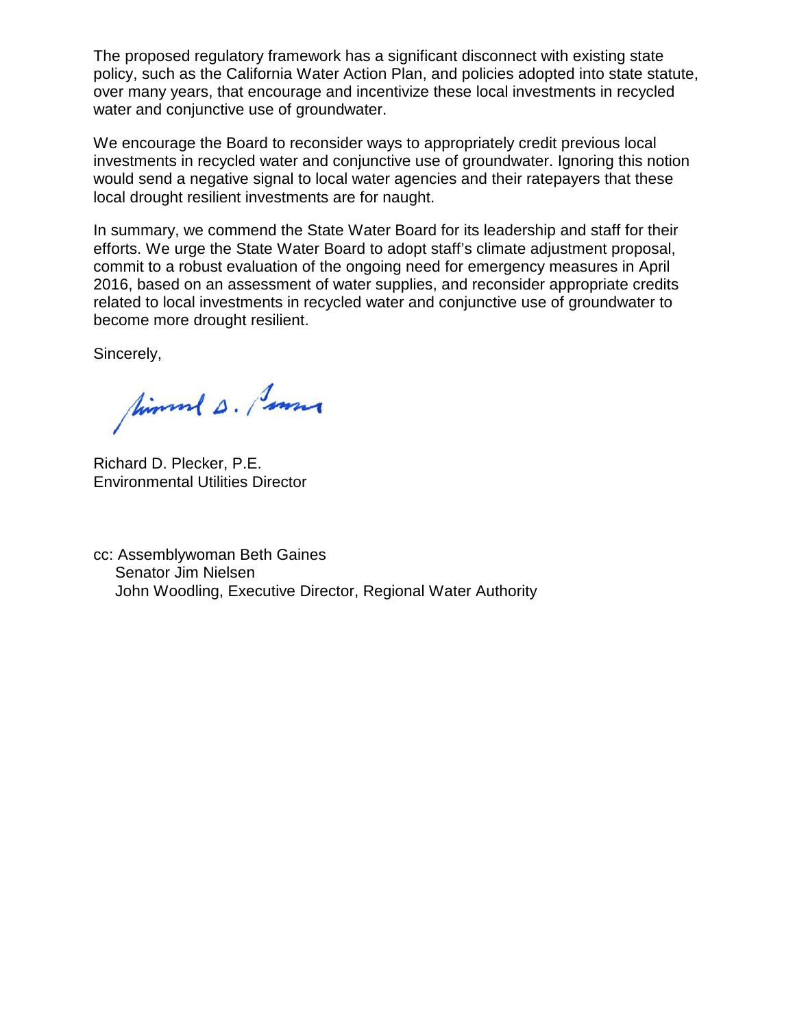The proposed regulatory framework has a significant disconnect with existing state policy, such as the California Water Action Plan, and policies adopted into state statute, over many years, that encourage and incentivize these local investments in recycled water and conjunctive use of groundwater.

We encourage the Board to reconsider ways to appropriately credit previous local investments in recycled water and conjunctive use of groundwater. Ignoring this notion would send a negative signal to local water agencies and their ratepayers that these local drought resilient investments are for naught.

In summary, we commend the State Water Board for its leadership and staff for their efforts. We urge the State Water Board to adopt staff's climate adjustment proposal, commit to a robust evaluation of the ongoing need for emergency measures in April 2016, based on an assessment of water supplies, and reconsider appropriate credits related to local investments in recycled water and conjunctive use of groundwater to become more drought resilient.

Sincerely,

Richard D. Plecker, P.E.
Environmental Utilities Director

cc: Assemblywoman Beth Gaines
Senator Jim Nielsen
John Woodling, Executive Director, Regional Water Authority